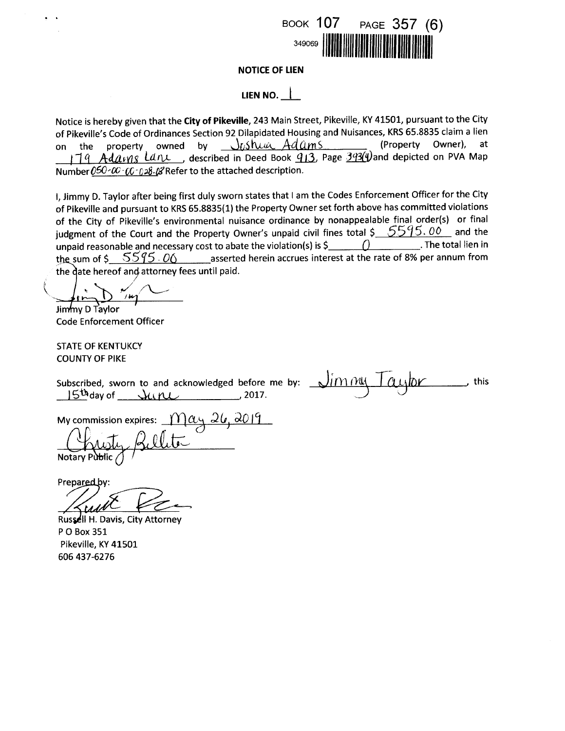BOOK 107 PAGE 357 (6)

349069

**NOTICE OF LIEN**

**LIEN NO.** 1

Notice is hereby given that the **City of Pikeville**, 243 Main Street, Pikeville, KY 41501, pursuant to the City of Pikeville's Code of Ordinances Section 92 Dilapidated Housing and Nuisances, KRS 65.8835 claim a lien on the property owned by Joshua Adams (Property Owner), at 179 Adams Lane, described in Deed Book 913, Page 393(4) and depicted on PVA Map Number 050-00-00-028.08 Refer to the attached description.

I, Jimmy D. Taylor after being first duly sworn states that I am the Codes Enforcement Officer for the City of Pikeville and pursuant to KRS 65.8835(1) the Property Owner set forth above has committed violations of the City of Pikeville's environmental nuisance ordinance by nonappealable final order(s) or final judgment of the Court and the Property Owner's unpaid civil fines total $ 5595.00 and the unpaid reasonable and necessary cost to abate the violation(s) is $ 0. The total lien in the sum of $ 5595.00 asserted herein accrues interest at the rate of 8% per annum from the date hereof and attorney fees until paid.

Jimmy D Taylor
Code Enforcement Officer

STATE OF KENTUKCY
COUNTY OF PIKE

Subscribed, sworn to and acknowledged before me by: Jimmy Taylor, this 15th day of June, 2017.

My commission expires: May 26, 2019

Christy Bellito
Notary Public

Prepared by:

Russell H. Davis, City Attorney
P O Box 351
Pikeville, KY 41501
606 437-6276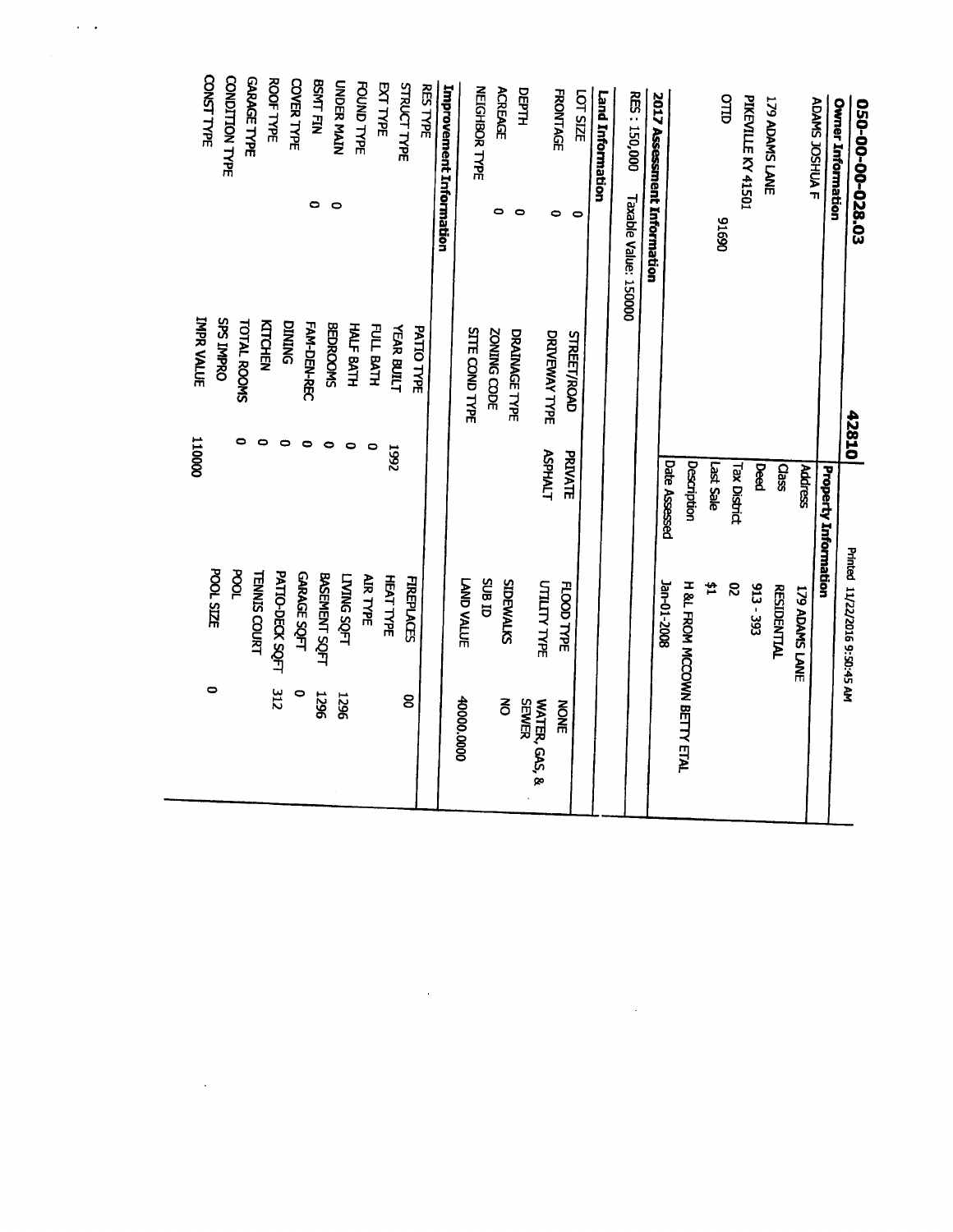# 050-00-00-028.03 42810

Printed 11/22/2016 9:50:45 AM

## Owner Information

ADAMS JOSHUA F

179 ADAMS LANE

PIKEVILLE KY 41501

OTID 91690

## Property Information

| | |
|---|---|
| Address | 179 ADAMS LANE |
| Class | RESIDENTIAL |
| Deed | 913 - 393 |
| Tax District | 02 |
| Last Sale | $1 |
| Description | H &L FROM MCCOWN BETTY ETAL |
| Date Assessed | Jan-01-2008 |

## 2017 Assessment Information

RES : 150,000 Taxable Value: 150000

## Land Information

| | | | | | |
|---|---|---|---|---|---|
| LOT SIZE | 0 | STREET/ROAD | PRIVATE | FLOOD TYPE | NONE |
| FRONTAGE | 0 | DRIVEWAY TYPE | ASPHALT | UTILITY TYPE | WATER, GAS, & SEWER |
| DEPTH | 0 | DRAINAGE TYPE | | SIDEWALKS | NO |
| ACREAGE | 0 | ZONING CODE | | SUB ID | |
| NEIGHBOR TYPE | | SITE COND TYPE | | LAND VALUE | 40000.000 |

## Improvement Information

| | | | | | |
|---|---|---|---|---|---|
| RES TYPE | | PATIO TYPE | | FIREPLACES | 00 |
| STRUCT TYPE | | YEAR BUILT | 1992 | HEAT TYPE | |
| EXT TYPE | | FULL BATH | 0 | AIR TYPE | |
| FOUND TYPE | | HALF BATH | 0 | LIVING SQFT | 1296 |
| UNDER MAIN | 0 | BEDROOMS | 0 | BASEMENT SQFT | 1296 |
| BSMT FIN | 0 | FAM-DEN-REC | 0 | GARAGE SQFT | 0 |
| COVER TYPE | | DINING | 0 | PATIO-DECK SQFT | 312 |
| ROOF TYPE | | KITCHEN | 0 | TENNIS COURT | |
| GARAGE TYPE | | TOTAL ROOMS | 0 | POOL | |
| CONDITION TYPE | | SPS IMPRO | | POOL SIZE | 0 |
| CONST TYPE | | IMPR VALUE | 110000 | | |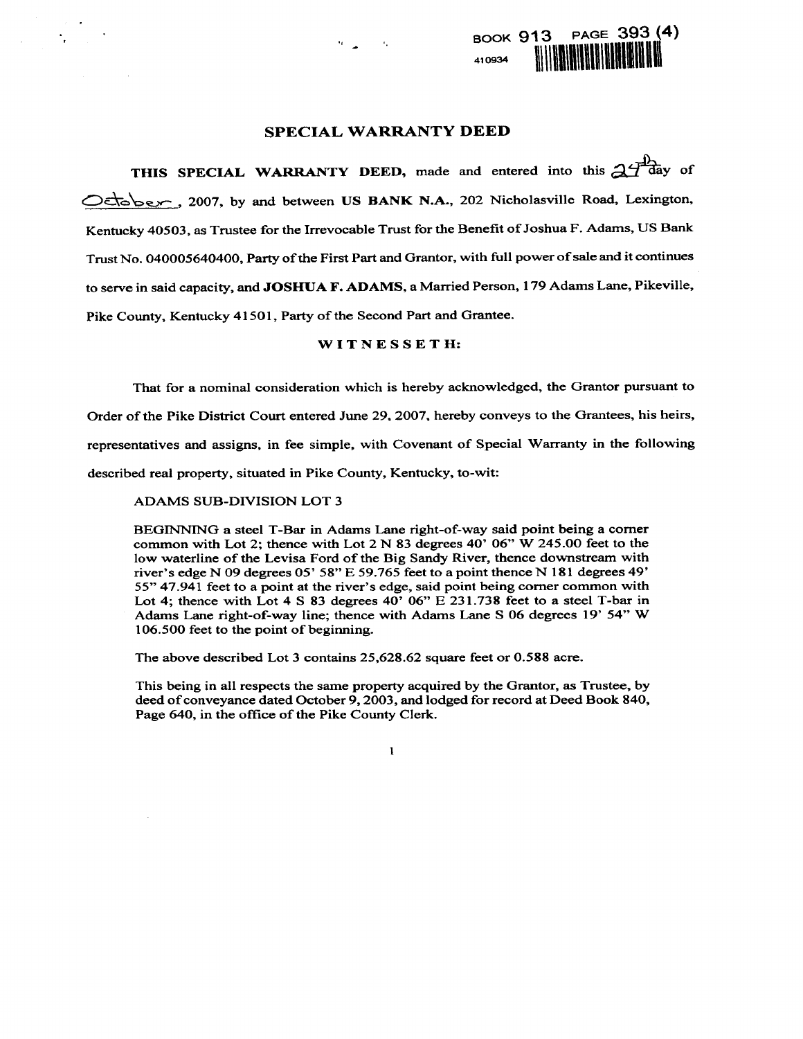BOOK 913 PAGE 393 (4)

410934

# SPECIAL WARRANTY DEED

**THIS SPECIAL WARRANTY DEED,** made and entered into this 24th day of October, 2007, by and between **US BANK N.A.**, 202 Nicholasville Road, Lexington, Kentucky 40503, as Trustee for the Irrevocable Trust for the Benefit of Joshua F. Adams, US Bank Trust No. 040005640400, Party of the First Part and Grantor, with full power of sale and it continues to serve in said capacity, and **JOSHUA F. ADAMS**, a Married Person, 179 Adams Lane, Pikeville, Pike County, Kentucky 41501, Party of the Second Part and Grantee.

**WITNESSETH:**

That for a nominal consideration which is hereby acknowledged, the Grantor pursuant to Order of the Pike District Court entered June 29, 2007, hereby conveys to the Grantees, his heirs, representatives and assigns, in fee simple, with Covenant of Special Warranty in the following described real property, situated in Pike County, Kentucky, to-wit:

ADAMS SUB-DIVISION LOT 3

BEGINNING a steel T-Bar in Adams Lane right-of-way said point being a corner common with Lot 2; thence with Lot 2 N 83 degrees 40' 06" W 245.00 feet to the low waterline of the Levisa Ford of the Big Sandy River, thence downstream with river's edge N 09 degrees 05' 58" E 59.765 feet to a point thence N 181 degrees 49' 55" 47.941 feet to a point at the river's edge, said point being corner common with Lot 4; thence with Lot 4 S 83 degrees 40' 06" E 231.738 feet to a steel T-bar in Adams Lane right-of-way line; thence with Adams Lane S 06 degrees 19' 54" W 106.500 feet to the point of beginning.

The above described Lot 3 contains 25,628.62 square feet or 0.588 acre.

This being in all respects the same property acquired by the Grantor, as Trustee, by deed of conveyance dated October 9, 2003, and lodged for record at Deed Book 840, Page 640, in the office of the Pike County Clerk.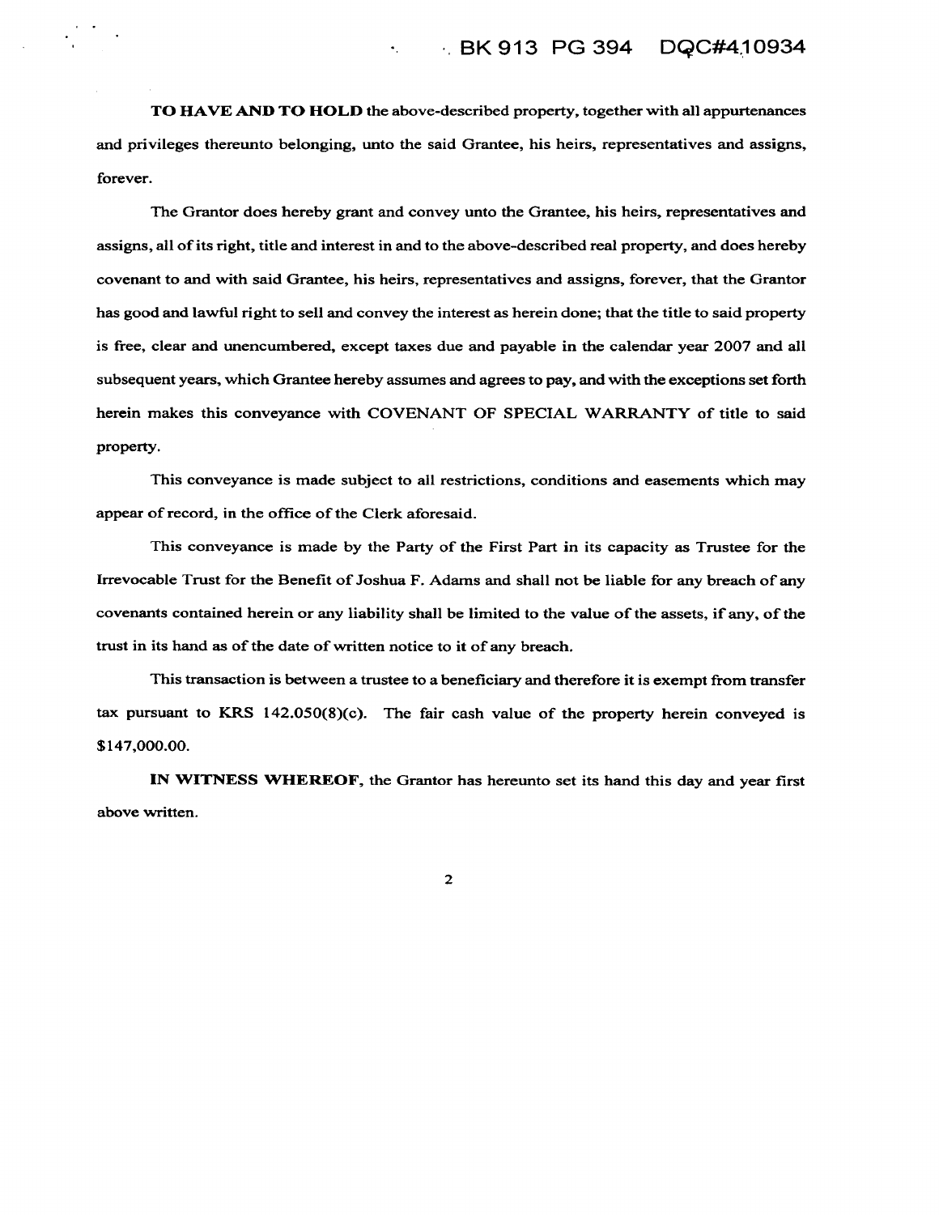**TO HAVE AND TO HOLD** the above-described property, together with all appurtenances and privileges thereunto belonging, unto the said Grantee, his heirs, representatives and assigns, forever.

The Grantor does hereby grant and convey unto the Grantee, his heirs, representatives and assigns, all of its right, title and interest in and to the above-described real property, and does hereby covenant to and with said Grantee, his heirs, representatives and assigns, forever, that the Grantor has good and lawful right to sell and convey the interest as herein done; that the title to said property is free, clear and unencumbered, except taxes due and payable in the calendar year 2007 and all subsequent years, which Grantee hereby assumes and agrees to pay, and with the exceptions set forth herein makes this conveyance with COVENANT OF SPECIAL WARRANTY of title to said property.

This conveyance is made subject to all restrictions, conditions and easements which may appear of record, in the office of the Clerk aforesaid.

This conveyance is made by the Party of the First Part in its capacity as Trustee for the Irrevocable Trust for the Benefit of Joshua F. Adams and shall not be liable for any breach of any covenants contained herein or any liability shall be limited to the value of the assets, if any, of the trust in its hand as of the date of written notice to it of any breach.

This transaction is between a trustee to a beneficiary and therefore it is exempt from transfer tax pursuant to KRS 142.050(8)(c). The fair cash value of the property herein conveyed is $147,000.00.

**IN WITNESS WHEREOF**, the Grantor has hereunto set its hand this day and year first above written.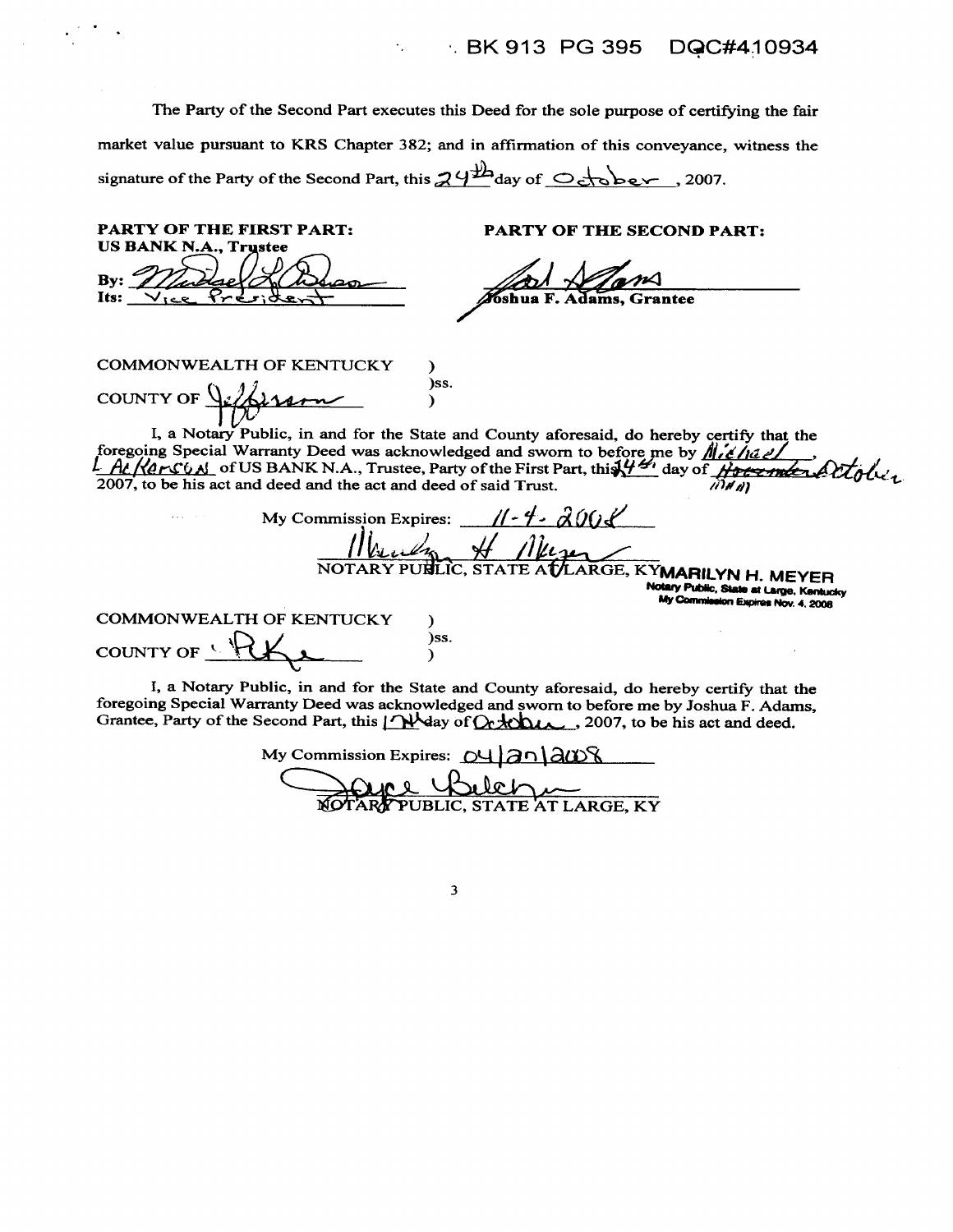BK 913 PG 395 DOC#410934

The Party of the Second Part executes this Deed for the sole purpose of certifying the fair market value pursuant to KRS Chapter 382; and in affirmation of this conveyance, witness the signature of the Party of the Second Part, this 24th day of October, 2007.

**PARTY OF THE FIRST PART:**
**US BANK N.A., Trustee**

By: Michael L. Ackerson
Its: Vice President

**PARTY OF THE SECOND PART:**

Joshua F. Adams
**Joshua F. Adams, Grantee**

COMMONWEALTH OF KENTUCKY )
)ss.
COUNTY OF Jefferson )

I, a Notary Public, in and for the State and County aforesaid, do hereby certify that the foregoing Special Warranty Deed was acknowledged and sworn to before me by Michael L Ackerson of US BANK N.A., Trustee, Party of the First Part, this 24th day of ~~November~~ October, 2007, to be his act and deed and the act and deed of said Trust.

My Commission Expires: 11-4-2008

Marilyn H Meyer
NOTARY PUBLIC, STATE AT LARGE, KY **MARILYN H. MEYER**
Notary Public, State at Large, Kentucky
My Commission Expires Nov. 4, 2008

COMMONWEALTH OF KENTUCKY )
)ss.
COUNTY OF Pike )

I, a Notary Public, in and for the State and County aforesaid, do hereby certify that the foregoing Special Warranty Deed was acknowledged and sworn to before me by Joshua F. Adams, Grantee, Party of the Second Part, this 17th day of October, 2007, to be his act and deed.

My Commission Expires: 04/20/2008

Joyce Belcher
NOTARY PUBLIC, STATE AT LARGE, KY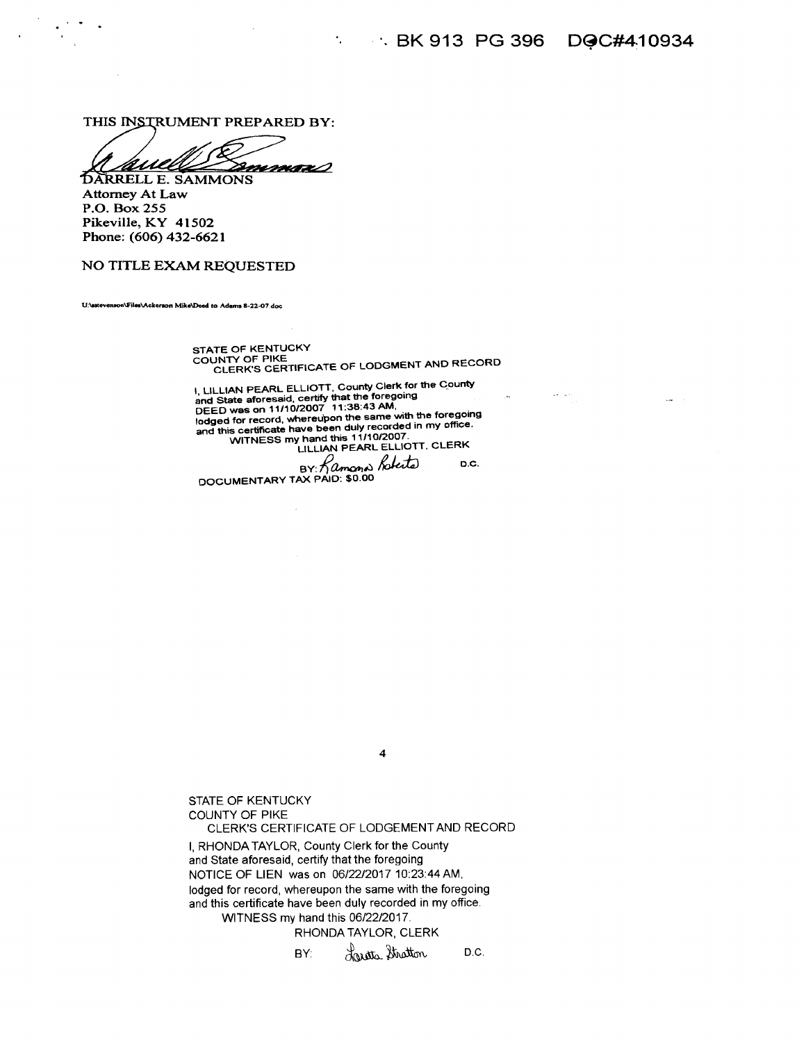BK 913 PG 396 DOC#410934

THIS INSTRUMENT PREPARED BY:

DARRELL E. SAMMONS
Attorney At Law
P.O. Box 255
Pikeville, KY 41502
Phone: (606) 432-6621

NO TITLE EXAM REQUESTED

U:\sstevenson\Files\Ackerson Mike\Deed to Adams 8-22-07.doc

STATE OF KENTUCKY
COUNTY OF PIKE
CLERK'S CERTIFICATE OF LODGMENT AND RECORD

I, LILLIAN PEARL ELLIOTT, County Clerk for the County and State aforesaid, certify that the foregoing DEED was on 11/10/2007 11:38:43 AM, lodged for record, whereupon the same with the foregoing and this certificate have been duly recorded in my office.
WITNESS my hand this 11/10/2007.
LILLIAN PEARL ELLIOTT, CLERK

BY: Ramona Roberts D.C.

DOCUMENTARY TAX PAID: $0.00

STATE OF KENTUCKY
COUNTY OF PIKE
CLERK'S CERTIFICATE OF LODGEMENT AND RECORD

I, RHONDA TAYLOR, County Clerk for the County and State aforesaid, certify that the foregoing NOTICE OF LIEN was on 06/22/2017 10:23:44 AM, lodged for record, whereupon the same with the foregoing and this certificate have been duly recorded in my office.
WITNESS my hand this 06/22/2017.
RHONDA TAYLOR, CLERK

BY: Loretta Stratton D.C.